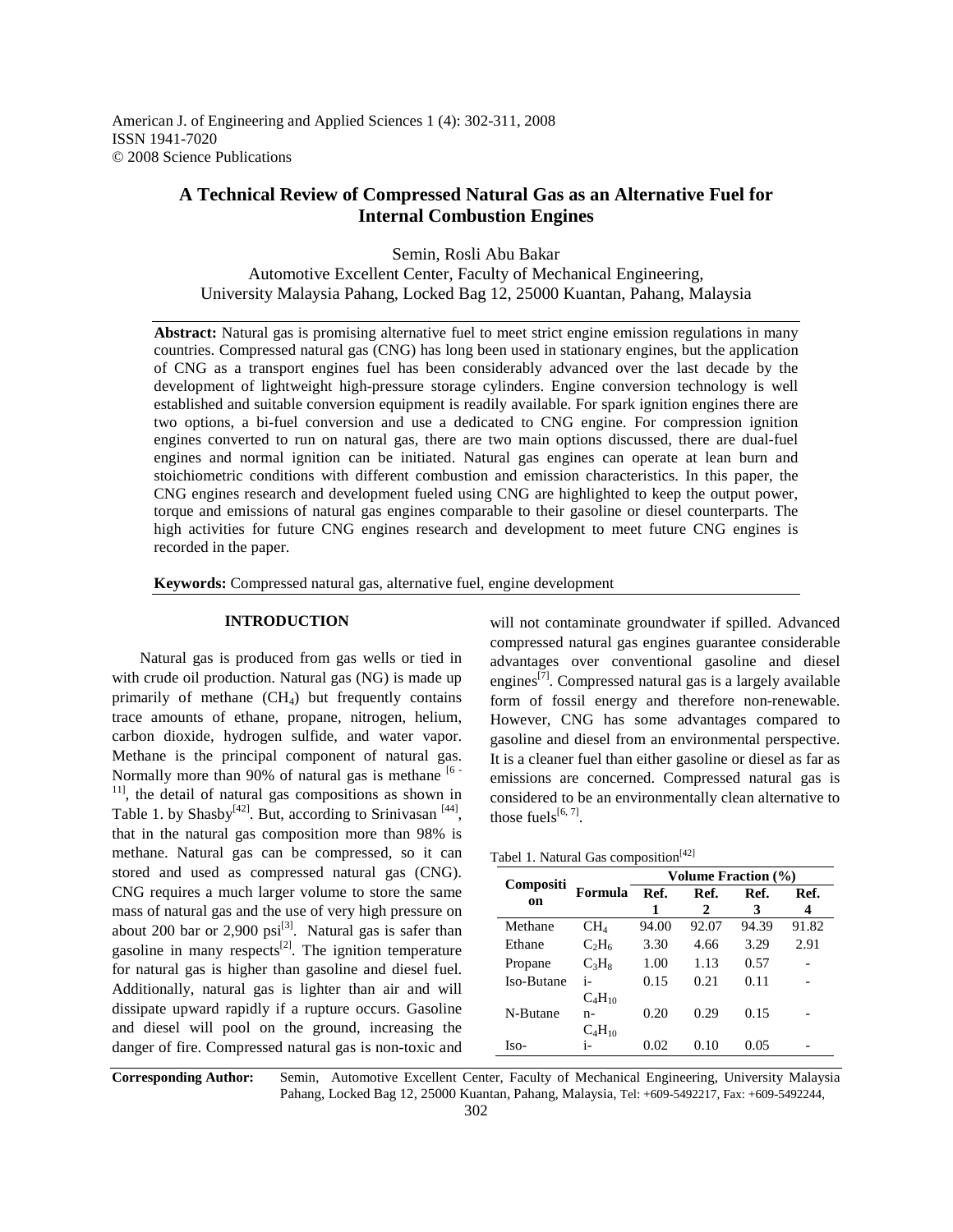# A Technical Review of Compressed Natural Gas as an Alternative Fuel for Internal Combustion Engines

Semin, Rosli Abu Bakar
Automotive Excellent Center, Faculty of Mechanical Engineering,
University Malaysia Pahang, Locked Bag 12, 25000 Kuantan, Pahang, Malaysia

**Abstract:** Natural gas is promising alternative fuel to meet strict engine emission regulations in many countries. Compressed natural gas (CNG) has long been used in stationary engines, but the application of CNG as a transport engines fuel has been considerably advanced over the last decade by the development of lightweight high-pressure storage cylinders. Engine conversion technology is well established and suitable conversion equipment is readily available. For spark ignition engines there are two options, a bi-fuel conversion and use a dedicated to CNG engine. For compression ignition engines converted to run on natural gas, there are two main options discussed, there are dual-fuel engines and normal ignition can be initiated. Natural gas engines can operate at lean burn and stoichiometric conditions with different combustion and emission characteristics. In this paper, the CNG engines research and development fueled using CNG are highlighted to keep the output power, torque and emissions of natural gas engines comparable to their gasoline or diesel counterparts. The high activities for future CNG engines research and development to meet future CNG engines is recorded in the paper.

**Keywords:** Compressed natural gas, alternative fuel, engine development

## INTRODUCTION

Natural gas is produced from gas wells or tied in with crude oil production. Natural gas (NG) is made up primarily of methane ($CH_4$) but frequently contains trace amounts of ethane, propane, nitrogen, helium, carbon dioxide, hydrogen sulfide, and water vapor. Methane is the principal component of natural gas. Normally more than 90% of natural gas is methane [6 - 11], the detail of natural gas compositions as shown in Table 1. by Shasby[42]. But, according to Srinivasan [44], that in the natural gas composition more than 98% is methane. Natural gas can be compressed, so it can stored and used as compressed natural gas (CNG). CNG requires a much larger volume to store the same mass of natural gas and the use of very high pressure on about 200 bar or 2,900 psi[3]. Natural gas is safer than gasoline in many respects[2]. The ignition temperature for natural gas is higher than gasoline and diesel fuel. Additionally, natural gas is lighter than air and will dissipate upward rapidly if a rupture occurs. Gasoline and diesel will pool on the ground, increasing the danger of fire. Compressed natural gas is non-toxic and will not contaminate groundwater if spilled. Advanced compressed natural gas engines guarantee considerable advantages over conventional gasoline and diesel engines[7]. Compressed natural gas is a largely available form of fossil energy and therefore non-renewable. However, CNG has some advantages compared to gasoline and diesel from an environmental perspective. It is a cleaner fuel than either gasoline or diesel as far as emissions are concerned. Compressed natural gas is considered to be an environmentally clean alternative to those fuels[6, 7].

Tabel 1. Natural Gas composition[42]

| Composition | Formula | Volume Fraction (%) | | | |
|---|---|---|---|---|---|
| | | Ref. 1 | Ref. 2 | Ref. 3 | Ref. 4 |
| Methane | $CH_4$ | 94.00 | 92.07 | 94.39 | 91.82 |
| Ethane | $C_2H_6$ | 3.30 | 4.66 | 3.29 | 2.91 |
| Propane | $C_3H_8$ | 1.00 | 1.13 | 0.57 | - |
| Iso-Butane | i-$C_4H_{10}$ | 0.15 | 0.21 | 0.11 | - |
| N-Butane | n-$C_4H_{10}$ | 0.20 | 0.29 | 0.15 | - |
| Iso- | i- | 0.02 | 0.10 | 0.05 | - |

**Corresponding Author:** Semin, Automotive Excellent Center, Faculty of Mechanical Engineering, University Malaysia Pahang, Locked Bag 12, 25000 Kuantan, Pahang, Malaysia, Tel: +609-5492217, Fax: +609-5492244,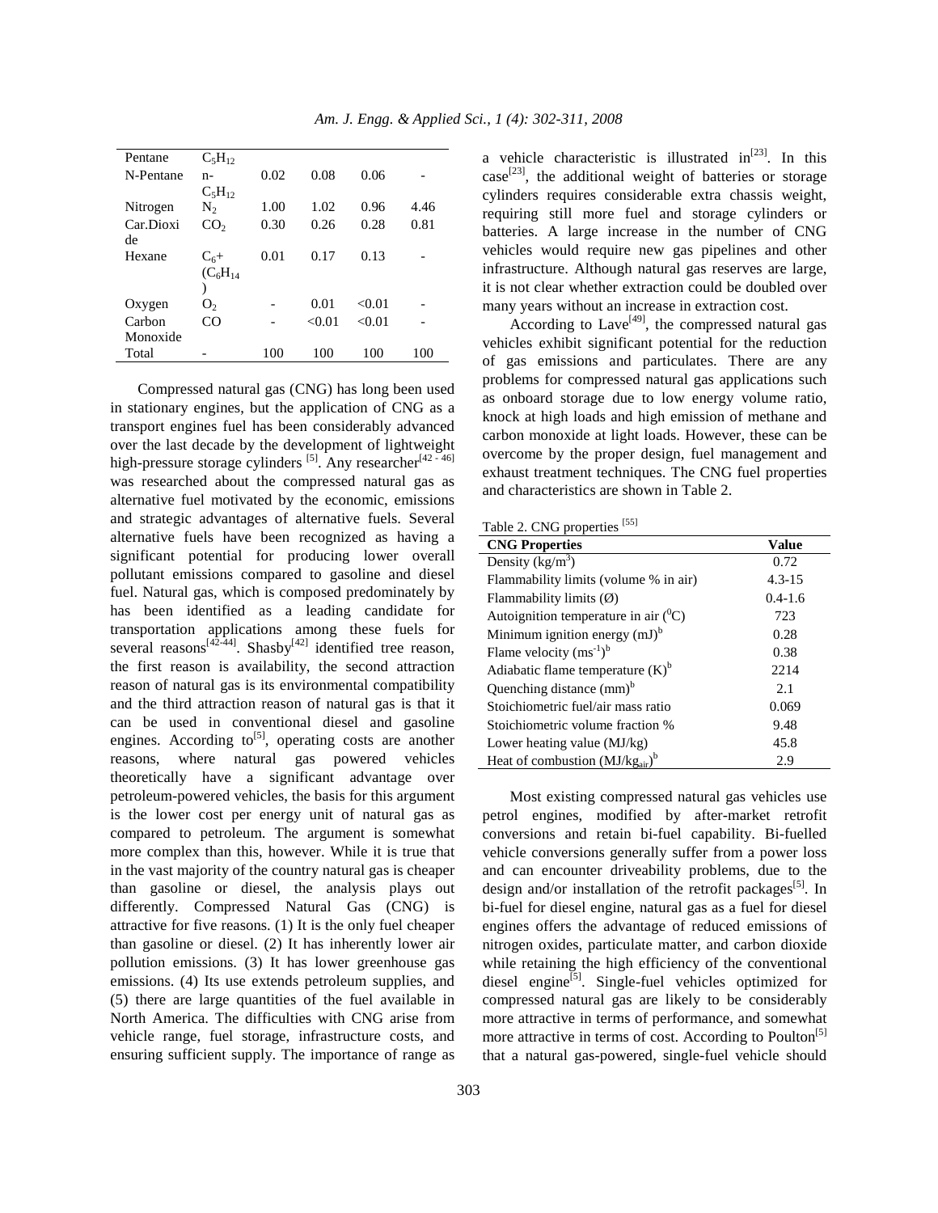| Pentane | $C_5H_{12}$ | | | | |
|---|---|---|---|---|---|
| N-Pentane | n-$C_5H_{12}$ | 0.02 | 0.08 | 0.06 | - |
| Nitrogen | $N_2$ | 1.00 | 1.02 | 0.96 | 4.46 |
| Car.Dioxide | $CO_2$ | 0.30 | 0.26 | 0.28 | 0.81 |
| Hexane | $C_6$+ ($C_6H_{14}$) | 0.01 | 0.17 | 0.13 | - |
| Oxygen | $O_2$ | - | 0.01 | <0.01 | - |
| Carbon Monoxide | CO | - | <0.01 | <0.01 | - |
| Total | - | 100 | 100 | 100 | 100 |

Compressed natural gas (CNG) has long been used in stationary engines, but the application of CNG as a transport engines fuel has been considerably advanced over the last decade by the development of lightweight high-pressure storage cylinders [5]. Any researcher[42 - 46] was researched about the compressed natural gas as alternative fuel motivated by the economic, emissions and strategic advantages of alternative fuels. Several alternative fuels have been recognized as having a significant potential for producing lower overall pollutant emissions compared to gasoline and diesel fuel. Natural gas, which is composed predominately by has been identified as a leading candidate for transportation applications among these fuels for several reasons[42-44]. Shasby[42] identified tree reason, the first reason is availability, the second attraction reason of natural gas is its environmental compatibility and the third attraction reason of natural gas is that it can be used in conventional diesel and gasoline engines. According to[5], operating costs are another reasons, where natural gas powered vehicles theoretically have a significant advantage over petroleum-powered vehicles, the basis for this argument is the lower cost per energy unit of natural gas as compared to petroleum. The argument is somewhat more complex than this, however. While it is true that in the vast majority of the country natural gas is cheaper than gasoline or diesel, the analysis plays out differently. Compressed Natural Gas (CNG) is attractive for five reasons. (1) It is the only fuel cheaper than gasoline or diesel. (2) It has inherently lower air pollution emissions. (3) It has lower greenhouse gas emissions. (4) Its use extends petroleum supplies, and (5) there are large quantities of the fuel available in North America. The difficulties with CNG arise from vehicle range, fuel storage, infrastructure costs, and ensuring sufficient supply. The importance of range as a vehicle characteristic is illustrated in[23]. In this case[23], the additional weight of batteries or storage cylinders requires considerable extra chassis weight, requiring still more fuel and storage cylinders or batteries. A large increase in the number of CNG vehicles would require new gas pipelines and other infrastructure. Although natural gas reserves are large, it is not clear whether extraction could be doubled over many years without an increase in extraction cost.

According to Lave[49], the compressed natural gas vehicles exhibit significant potential for the reduction of gas emissions and particulates. There are any problems for compressed natural gas applications such as onboard storage due to low energy volume ratio, knock at high loads and high emission of methane and carbon monoxide at light loads. However, these can be overcome by the proper design, fuel management and exhaust treatment techniques. The CNG fuel properties and characteristics are shown in Table 2.

Table 2. CNG properties [55]

| CNG Properties | Value |
|---|---|
| Density (kg/m$^3$) | 0.72 |
| Flammability limits (volume % in air) | 4.3-15 |
| Flammability limits (Ø) | 0.4-1.6 |
| Autoignition temperature in air ($^0$C) | 723 |
| Minimum ignition energy (mJ)$^b$ | 0.28 |
| Flame velocity (ms$^{-1}$)$^b$ | 0.38 |
| Adiabatic flame temperature (K)$^b$ | 2214 |
| Quenching distance (mm)$^b$ | 2.1 |
| Stoichiometric fuel/air mass ratio | 0.069 |
| Stoichiometric volume fraction % | 9.48 |
| Lower heating value (MJ/kg) | 45.8 |
| Heat of combustion (MJ/kg$_{air}$)$^b$ | 2.9 |

Most existing compressed natural gas vehicles use petrol engines, modified by after-market retrofit conversions and retain bi-fuel capability. Bi-fuelled vehicle conversions generally suffer from a power loss and can encounter driveability problems, due to the design and/or installation of the retrofit packages[5]. In bi-fuel for diesel engine, natural gas as a fuel for diesel engines offers the advantage of reduced emissions of nitrogen oxides, particulate matter, and carbon dioxide while retaining the high efficiency of the conventional diesel engine[5]. Single-fuel vehicles optimized for compressed natural gas are likely to be considerably more attractive in terms of performance, and somewhat more attractive in terms of cost. According to Poulton[5] that a natural gas-powered, single-fuel vehicle should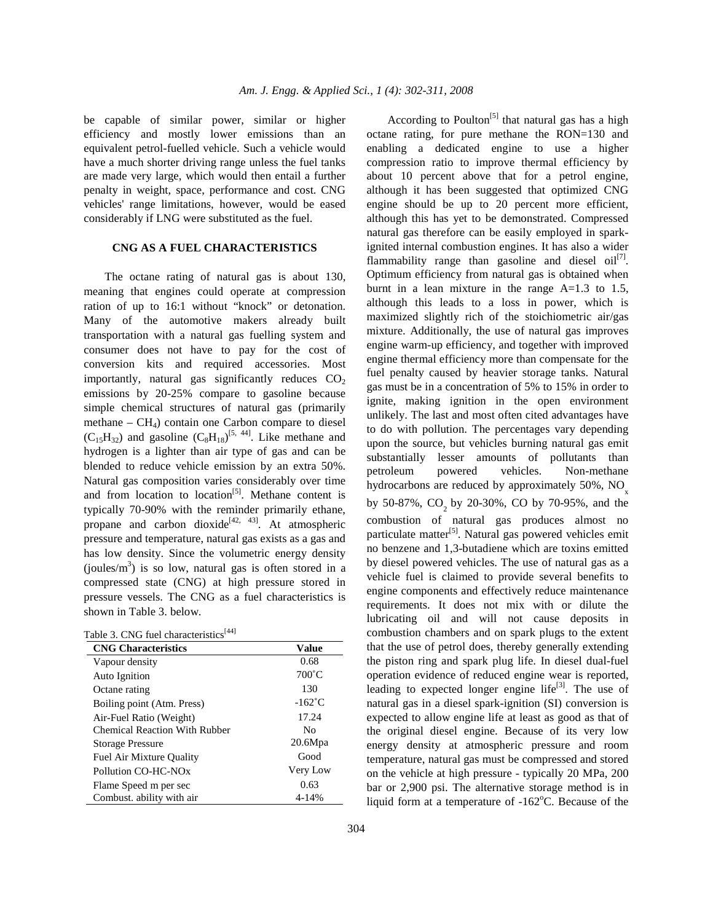be capable of similar power, similar or higher efficiency and mostly lower emissions than an equivalent petrol-fuelled vehicle. Such a vehicle would have a much shorter driving range unless the fuel tanks are made very large, which would then entail a further penalty in weight, space, performance and cost. CNG vehicles' range limitations, however, would be eased considerably if LNG were substituted as the fuel.

## CNG AS A FUEL CHARACTERISTICS

The octane rating of natural gas is about 130, meaning that engines could operate at compression ration of up to 16:1 without "knock" or detonation. Many of the automotive makers already built transportation with a natural gas fuelling system and consumer does not have to pay for the cost of conversion kits and required accessories. Most importantly, natural gas significantly reduces $CO_2$ emissions by 20-25% compare to gasoline because simple chemical structures of natural gas (primarily methane – $CH_4$) contain one Carbon compare to diesel ($C_{15}H_{32}$) and gasoline ($C_8H_{18}$)[5, 44]. Like methane and hydrogen is a lighter than air type of gas and can be blended to reduce vehicle emission by an extra 50%. Natural gas composition varies considerably over time and from location to location[5]. Methane content is typically 70-90% with the reminder primarily ethane, propane and carbon dioxide[42, 43]. At atmospheric pressure and temperature, natural gas exists as a gas and has low density. Since the volumetric energy density (joules/$m^3$) is so low, natural gas is often stored in a compressed state (CNG) at high pressure stored in pressure vessels. The CNG as a fuel characteristics is shown in Table 3. below.

Table 3. CNG fuel characteristics[44]

| CNG Characteristics | Value |
|---|---|
| Vapour density | 0.68 |
| Auto Ignition | 700˚C |
| Octane rating | 130 |
| Boiling point (Atm. Press) | -162˚C |
| Air-Fuel Ratio (Weight) | 17.24 |
| Chemical Reaction With Rubber | No |
| Storage Pressure | 20.6Mpa |
| Fuel Air Mixture Quality | Good |
| Pollution CO-HC-NOx | Very Low |
| Flame Speed m per sec | 0.63 |
| Combust. ability with air | 4-14% |

According to Poulton[5] that natural gas has a high octane rating, for pure methane the RON=130 and enabling a dedicated engine to use a higher compression ratio to improve thermal efficiency by about 10 percent above that for a petrol engine, although it has been suggested that optimized CNG engine should be up to 20 percent more efficient, although this has yet to be demonstrated. Compressed natural gas therefore can be easily employed in spark-ignited internal combustion engines. It has also a wider flammability range than gasoline and diesel oil[7]. Optimum efficiency from natural gas is obtained when burnt in a lean mixture in the range A=1.3 to 1.5, although this leads to a loss in power, which is maximized slightly rich of the stoichiometric air/gas mixture. Additionally, the use of natural gas improves engine warm-up efficiency, and together with improved engine thermal efficiency more than compensate for the fuel penalty caused by heavier storage tanks. Natural gas must be in a concentration of 5% to 15% in order to ignite, making ignition in the open environment unlikely. The last and most often cited advantages have to do with pollution. The percentages vary depending upon the source, but vehicles burning natural gas emit substantially lesser amounts of pollutants than petroleum powered vehicles. Non-methane hydrocarbons are reduced by approximately 50%, $NO_x$ by 50-87%, $CO_2$ by 20-30%, CO by 70-95%, and the combustion of natural gas produces almost no particulate matter[5]. Natural gas powered vehicles emit no benzene and 1,3-butadiene which are toxins emitted by diesel powered vehicles. The use of natural gas as a vehicle fuel is claimed to provide several benefits to engine components and effectively reduce maintenance requirements. It does not mix with or dilute the lubricating oil and will not cause deposits in combustion chambers and on spark plugs to the extent that the use of petrol does, thereby generally extending the piston ring and spark plug life. In diesel dual-fuel operation evidence of reduced engine wear is reported, leading to expected longer engine life[3]. The use of natural gas in a diesel spark-ignition (SI) conversion is expected to allow engine life at least as good as that of the original diesel engine. Because of its very low energy density at atmospheric pressure and room temperature, natural gas must be compressed and stored on the vehicle at high pressure - typically 20 MPa, 200 bar or 2,900 psi. The alternative storage method is in liquid form at a temperature of -162°C. Because of the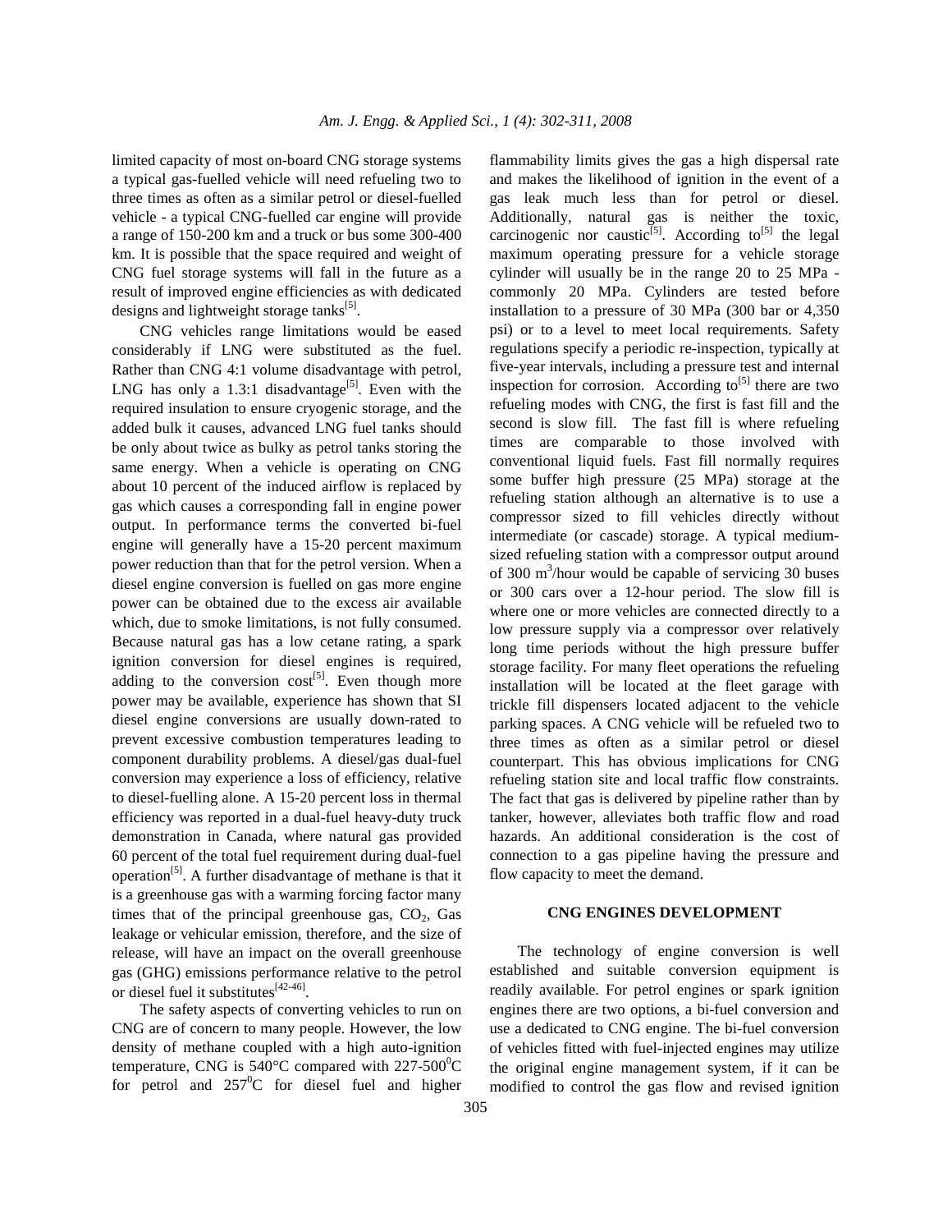limited capacity of most on-board CNG storage systems a typical gas-fuelled vehicle will need refueling two to three times as often as a similar petrol or diesel-fuelled vehicle - a typical CNG-fuelled car engine will provide a range of 150-200 km and a truck or bus some 300-400 km. It is possible that the space required and weight of CNG fuel storage systems will fall in the future as a result of improved engine efficiencies as with dedicated designs and lightweight storage tanks[5].

CNG vehicles range limitations would be eased considerably if LNG were substituted as the fuel. Rather than CNG 4:1 volume disadvantage with petrol, LNG has only a 1.3:1 disadvantage[5]. Even with the required insulation to ensure cryogenic storage, and the added bulk it causes, advanced LNG fuel tanks should be only about twice as bulky as petrol tanks storing the same energy. When a vehicle is operating on CNG about 10 percent of the induced airflow is replaced by gas which causes a corresponding fall in engine power output. In performance terms the converted bi-fuel engine will generally have a 15-20 percent maximum power reduction than that for the petrol version. When a diesel engine conversion is fuelled on gas more engine power can be obtained due to the excess air available which, due to smoke limitations, is not fully consumed. Because natural gas has a low cetane rating, a spark ignition conversion for diesel engines is required, adding to the conversion cost[5]. Even though more power may be available, experience has shown that SI diesel engine conversions are usually down-rated to prevent excessive combustion temperatures leading to component durability problems. A diesel/gas dual-fuel conversion may experience a loss of efficiency, relative to diesel-fuelling alone. A 15-20 percent loss in thermal efficiency was reported in a dual-fuel heavy-duty truck demonstration in Canada, where natural gas provided 60 percent of the total fuel requirement during dual-fuel operation[5]. A further disadvantage of methane is that it is a greenhouse gas with a warming forcing factor many times that of the principal greenhouse gas, $CO_2$, Gas leakage or vehicular emission, therefore, and the size of release, will have an impact on the overall greenhouse gas (GHG) emissions performance relative to the petrol or diesel fuel it substitutes[42-46].

The safety aspects of converting vehicles to run on CNG are of concern to many people. However, the low density of methane coupled with a high auto-ignition temperature, CNG is 540°C compared with 227-500°C for petrol and 257°C for diesel fuel and higher flammability limits gives the gas a high dispersal rate and makes the likelihood of ignition in the event of a gas leak much less than for petrol or diesel. Additionally, natural gas is neither the toxic, carcinogenic nor caustic[5]. According to[5] the legal maximum operating pressure for a vehicle storage cylinder will usually be in the range 20 to 25 MPa - commonly 20 MPa. Cylinders are tested before installation to a pressure of 30 MPa (300 bar or 4,350 psi) or to a level to meet local requirements. Safety regulations specify a periodic re-inspection, typically at five-year intervals, including a pressure test and internal inspection for corrosion. According to[5] there are two refueling modes with CNG, the first is fast fill and the second is slow fill. The fast fill is where refueling times are comparable to those involved with conventional liquid fuels. Fast fill normally requires some buffer high pressure (25 MPa) storage at the refueling station although an alternative is to use a compressor sized to fill vehicles directly without intermediate (or cascade) storage. A typical medium-sized refueling station with a compressor output around of 300 $m^3$/hour would be capable of servicing 30 buses or 300 cars over a 12-hour period. The slow fill is where one or more vehicles are connected directly to a low pressure supply via a compressor over relatively long time periods without the high pressure buffer storage facility. For many fleet operations the refueling installation will be located at the fleet garage with trickle fill dispensers located adjacent to the vehicle parking spaces. A CNG vehicle will be refueled two to three times as often as a similar petrol or diesel counterpart. This has obvious implications for CNG refueling station site and local traffic flow constraints. The fact that gas is delivered by pipeline rather than by tanker, however, alleviates both traffic flow and road hazards. An additional consideration is the cost of connection to a gas pipeline having the pressure and flow capacity to meet the demand.

## CNG ENGINES DEVELOPMENT

The technology of engine conversion is well established and suitable conversion equipment is readily available. For petrol engines or spark ignition engines there are two options, a bi-fuel conversion and use a dedicated to CNG engine. The bi-fuel conversion of vehicles fitted with fuel-injected engines may utilize the original engine management system, if it can be modified to control the gas flow and revised ignition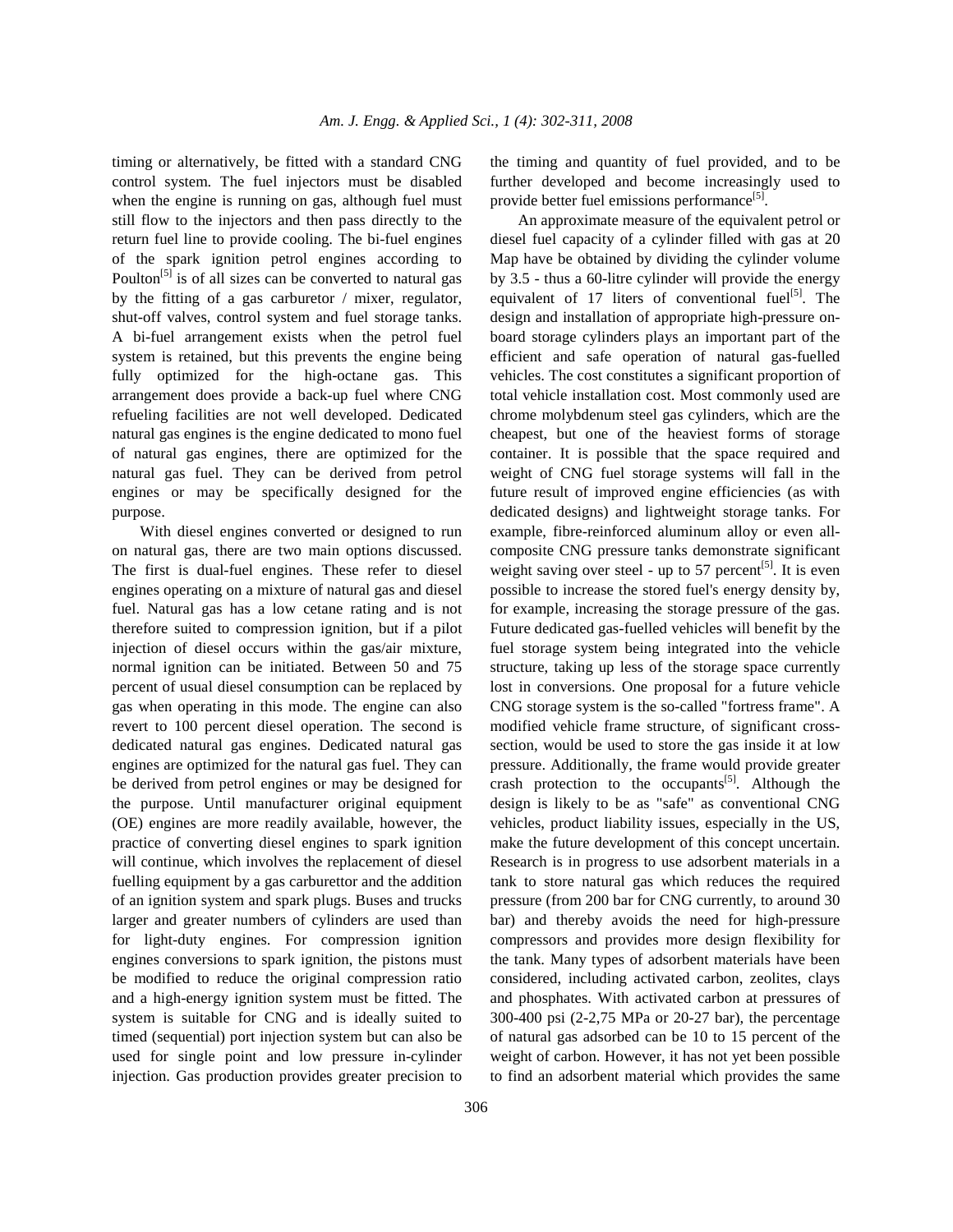timing or alternatively, be fitted with a standard CNG control system. The fuel injectors must be disabled when the engine is running on gas, although fuel must still flow to the injectors and then pass directly to the return fuel line to provide cooling. The bi-fuel engines of the spark ignition petrol engines according to Poulton[5] is of all sizes can be converted to natural gas by the fitting of a gas carburetor / mixer, regulator, shut-off valves, control system and fuel storage tanks. A bi-fuel arrangement exists when the petrol fuel system is retained, but this prevents the engine being fully optimized for the high-octane gas. This arrangement does provide a back-up fuel where CNG refueling facilities are not well developed. Dedicated natural gas engines is the engine dedicated to mono fuel of natural gas engines, there are optimized for the natural gas fuel. They can be derived from petrol engines or may be specifically designed for the purpose.

With diesel engines converted or designed to run on natural gas, there are two main options discussed. The first is dual-fuel engines. These refer to diesel engines operating on a mixture of natural gas and diesel fuel. Natural gas has a low cetane rating and is not therefore suited to compression ignition, but if a pilot injection of diesel occurs within the gas/air mixture, normal ignition can be initiated. Between 50 and 75 percent of usual diesel consumption can be replaced by gas when operating in this mode. The engine can also revert to 100 percent diesel operation. The second is dedicated natural gas engines. Dedicated natural gas engines are optimized for the natural gas fuel. They can be derived from petrol engines or may be designed for the purpose. Until manufacturer original equipment (OE) engines are more readily available, however, the practice of converting diesel engines to spark ignition will continue, which involves the replacement of diesel fuelling equipment by a gas carburettor and the addition of an ignition system and spark plugs. Buses and trucks larger and greater numbers of cylinders are used than for light-duty engines. For compression ignition engines conversions to spark ignition, the pistons must be modified to reduce the original compression ratio and a high-energy ignition system must be fitted. The system is suitable for CNG and is ideally suited to timed (sequential) port injection system but can also be used for single point and low pressure in-cylinder injection. Gas production provides greater precision to the timing and quantity of fuel provided, and to be further developed and become increasingly used to provide better fuel emissions performance[5].

An approximate measure of the equivalent petrol or diesel fuel capacity of a cylinder filled with gas at 20 Map have be obtained by dividing the cylinder volume by 3.5 - thus a 60-litre cylinder will provide the energy equivalent of 17 liters of conventional fuel[5]. The design and installation of appropriate high-pressure on-board storage cylinders plays an important part of the efficient and safe operation of natural gas-fuelled vehicles. The cost constitutes a significant proportion of total vehicle installation cost. Most commonly used are chrome molybdenum steel gas cylinders, which are the cheapest, but one of the heaviest forms of storage container. It is possible that the space required and weight of CNG fuel storage systems will fall in the future result of improved engine efficiencies (as with dedicated designs) and lightweight storage tanks. For example, fibre-reinforced aluminum alloy or even all-composite CNG pressure tanks demonstrate significant weight saving over steel - up to 57 percent[5]. It is even possible to increase the stored fuel's energy density by, for example, increasing the storage pressure of the gas. Future dedicated gas-fuelled vehicles will benefit by the fuel storage system being integrated into the vehicle structure, taking up less of the storage space currently lost in conversions. One proposal for a future vehicle CNG storage system is the so-called "fortress frame". A modified vehicle frame structure, of significant cross-section, would be used to store the gas inside it at low pressure. Additionally, the frame would provide greater crash protection to the occupants[5]. Although the design is likely to be as "safe" as conventional CNG vehicles, product liability issues, especially in the US, make the future development of this concept uncertain. Research is in progress to use adsorbent materials in a tank to store natural gas which reduces the required pressure (from 200 bar for CNG currently, to around 30 bar) and thereby avoids the need for high-pressure compressors and provides more design flexibility for the tank. Many types of adsorbent materials have been considered, including activated carbon, zeolites, clays and phosphates. With activated carbon at pressures of 300-400 psi (2-2,75 MPa or 20-27 bar), the percentage of natural gas adsorbed can be 10 to 15 percent of the weight of carbon. However, it has not yet been possible to find an adsorbent material which provides the same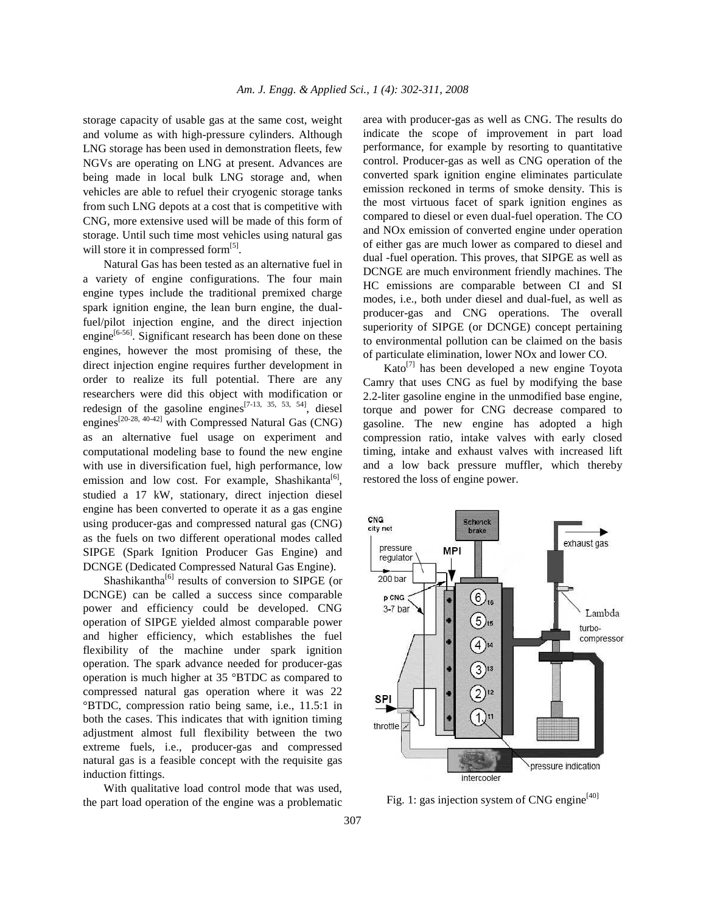storage capacity of usable gas at the same cost, weight and volume as with high-pressure cylinders. Although LNG storage has been used in demonstration fleets, few NGVs are operating on LNG at present. Advances are being made in local bulk LNG storage and, when vehicles are able to refuel their cryogenic storage tanks from such LNG depots at a cost that is competitive with CNG, more extensive used will be made of this form of storage. Until such time most vehicles using natural gas will store it in compressed form[5].

Natural Gas has been tested as an alternative fuel in a variety of engine configurations. The four main engine types include the traditional premixed charge spark ignition engine, the lean burn engine, the dual-fuel/pilot injection engine, and the direct injection engine[6-56]. Significant research has been done on these engines, however the most promising of these, the direct injection engine requires further development in order to realize its full potential. There are any researchers were did this object with modification or redesign of the gasoline engines[7-13, 35, 53, 54], diesel engines[20-28, 40-42] with Compressed Natural Gas (CNG) as an alternative fuel usage on experiment and computational modeling base to found the new engine with use in diversification fuel, high performance, low emission and low cost. For example, Shashikanta[6], studied a 17 kW, stationary, direct injection diesel engine has been converted to operate it as a gas engine using producer-gas and compressed natural gas (CNG) as the fuels on two different operational modes called SIPGE (Spark Ignition Producer Gas Engine) and DCNGE (Dedicated Compressed Natural Gas Engine).

Shashikantha[6] results of conversion to SIPGE (or DCNGE) can be called a success since comparable power and efficiency could be developed. CNG operation of SIPGE yielded almost comparable power and higher efficiency, which establishes the fuel flexibility of the machine under spark ignition operation. The spark advance needed for producer-gas operation is much higher at 35 °BTDC as compared to compressed natural gas operation where it was 22 °BTDC, compression ratio being same, i.e., 11.5:1 in both the cases. This indicates that with ignition timing adjustment almost full flexibility between the two extreme fuels, i.e., producer-gas and compressed natural gas is a feasible concept with the requisite gas induction fittings.

With qualitative load control mode that was used, the part load operation of the engine was a problematic area with producer-gas as well as CNG. The results do indicate the scope of improvement in part load performance, for example by resorting to quantitative control. Producer-gas as well as CNG operation of the converted spark ignition engine eliminates particulate emission reckoned in terms of smoke density. This is the most virtuous facet of spark ignition engines as compared to diesel or even dual-fuel operation. The CO and NOx emission of converted engine under operation of either gas are much lower as compared to diesel and dual -fuel operation. This proves, that SIPGE as well as DCNGE are much environment friendly machines. The HC emissions are comparable between CI and SI modes, i.e., both under diesel and dual-fuel, as well as producer-gas and CNG operations. The overall superiority of SIPGE (or DCNGE) concept pertaining to environmental pollution can be claimed on the basis of particulate elimination, lower NOx and lower CO.

Kato[7] has been developed a new engine Toyota Camry that uses CNG as fuel by modifying the base 2.2-liter gasoline engine in the unmodified base engine, torque and power for CNG decrease compared to gasoline. The new engine has adopted a high compression ratio, intake valves with early closed timing, intake and exhaust valves with increased lift and a low back pressure muffler, which thereby restored the loss of engine power.

CNG city net
Schenck brake
pressure regulator
MPI
exhaust gas
200 bar
p CNG 3-7 bar
Lambda
turbo-compressor
SPI
throttle
pressure indication
intercooler

Fig. 1: gas injection system of CNG engine[40]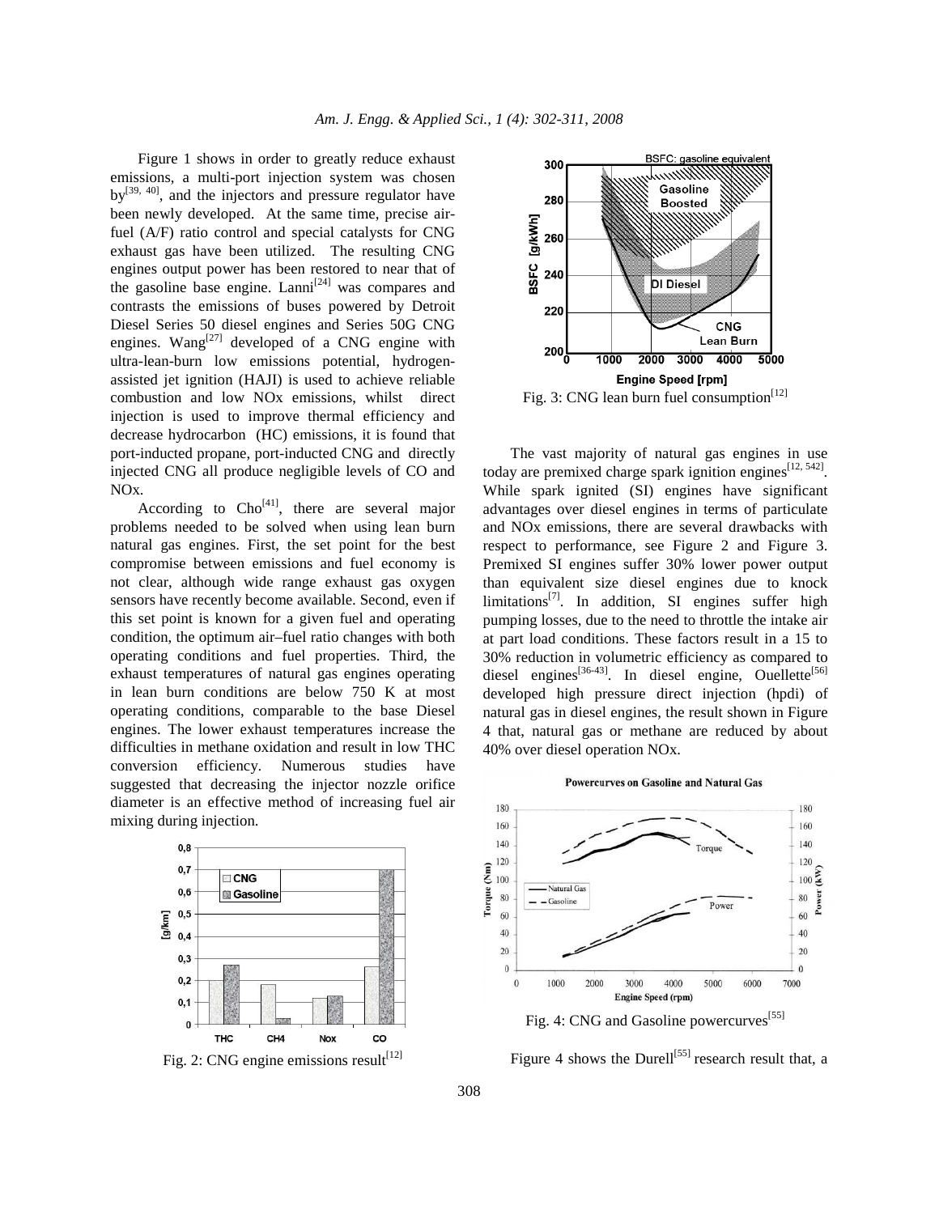Figure 1 shows in order to greatly reduce exhaust emissions, a multi-port injection system was chosen by[39, 40], and the injectors and pressure regulator have been newly developed. At the same time, precise air-fuel (A/F) ratio control and special catalysts for CNG exhaust gas have been utilized. The resulting CNG engines output power has been restored to near that of the gasoline base engine. Lanni[24] was compares and contrasts the emissions of buses powered by Detroit Diesel Series 50 diesel engines and Series 50G CNG engines. Wang[27] developed of a CNG engine with ultra-lean-burn low emissions potential, hydrogen-assisted jet ignition (HAJI) is used to achieve reliable combustion and low NOx emissions, whilst direct injection is used to improve thermal efficiency and decrease hydrocarbon (HC) emissions, it is found that port-inducted propane, port-inducted CNG and directly injected CNG all produce negligible levels of CO and NOx.

According to Cho[41], there are several major problems needed to be solved when using lean burn natural gas engines. First, the set point for the best compromise between emissions and fuel economy is not clear, although wide range exhaust gas oxygen sensors have recently become available. Second, even if this set point is known for a given fuel and operating condition, the optimum air–fuel ratio changes with both operating conditions and fuel properties. Third, the exhaust temperatures of natural gas engines operating in lean burn conditions are below 750 K at most operating conditions, comparable to the base Diesel engines. The lower exhaust temperatures increase the difficulties in methane oxidation and result in low THC conversion efficiency. Numerous studies have suggested that decreasing the injector nozzle orifice diameter is an effective method of increasing fuel air mixing during injection.

Fig. 2: CNG engine emissions result[12]

Fig. 3: CNG lean burn fuel consumption[12]

The vast majority of natural gas engines in use today are premixed charge spark ignition engines[12, 542]. While spark ignited (SI) engines have significant advantages over diesel engines in terms of particulate and NOx emissions, there are several drawbacks with respect to performance, see Figure 2 and Figure 3. Premixed SI engines suffer 30% lower power output than equivalent size diesel engines due to knock limitations[7]. In addition, SI engines suffer high pumping losses, due to the need to throttle the intake air at part load conditions. These factors result in a 15 to 30% reduction in volumetric efficiency as compared to diesel engines[36-43]. In diesel engine, Ouellette[56] developed high pressure direct injection (hpdi) of natural gas in diesel engines, the result shown in Figure 4 that, natural gas or methane are reduced by about 40% over diesel operation NOx.

Fig. 4: CNG and Gasoline powercurves[55]

Figure 4 shows the Durell[55] research result that, a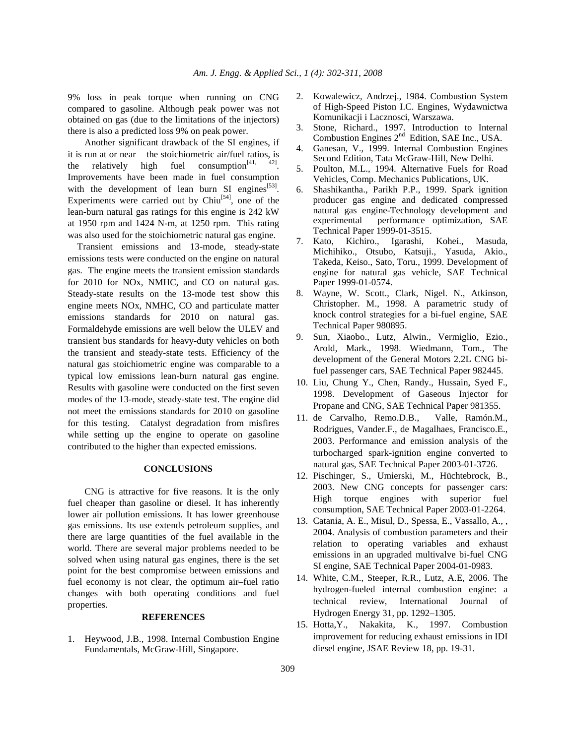9% loss in peak torque when running on CNG compared to gasoline. Although peak power was not obtained on gas (due to the limitations of the injectors) there is also a predicted loss 9% on peak power.

Another significant drawback of the SI engines, if it is run at or near the stoichiometric air/fuel ratios, is the relatively high fuel consumption[41, 42]. Improvements have been made in fuel consumption with the development of lean burn SI engines[53]. Experiments were carried out by Chiu[54], one of the lean-burn natural gas ratings for this engine is 242 kW at 1950 rpm and 1424 N-m, at 1250 rpm. This rating was also used for the stoichiometric natural gas engine.

Transient emissions and 13-mode, steady-state emissions tests were conducted on the engine on natural gas. The engine meets the transient emission standards for 2010 for NOx, NMHC, and CO on natural gas. Steady-state results on the 13-mode test show this engine meets NOx, NMHC, CO and particulate matter emissions standards for 2010 on natural gas. Formaldehyde emissions are well below the ULEV and transient bus standards for heavy-duty vehicles on both the transient and steady-state tests. Efficiency of the natural gas stoichiometric engine was comparable to a typical low emissions lean-burn natural gas engine. Results with gasoline were conducted on the first seven modes of the 13-mode, steady-state test. The engine did not meet the emissions standards for 2010 on gasoline for this testing. Catalyst degradation from misfires while setting up the engine to operate on gasoline contributed to the higher than expected emissions.

## CONCLUSIONS

CNG is attractive for five reasons. It is the only fuel cheaper than gasoline or diesel. It has inherently lower air pollution emissions. It has lower greenhouse gas emissions. Its use extends petroleum supplies, and there are large quantities of the fuel available in the world. There are several major problems needed to be solved when using natural gas engines, there is the set point for the best compromise between emissions and fuel economy is not clear, the optimum air–fuel ratio changes with both operating conditions and fuel properties.

## REFERENCES

1. Heywood, J.B., 1998. Internal Combustion Engine Fundamentals, McGraw-Hill, Singapore.
2. Kowalewicz, Andrzej., 1984. Combustion System of High-Speed Piston I.C. Engines, Wydawnictwa Komunikacji i Lacznosci, Warszawa.
3. Stone, Richard., 1997. Introduction to Internal Combustion Engines 2nd Edition, SAE Inc., USA.
4. Ganesan, V., 1999. Internal Combustion Engines Second Edition, Tata McGraw-Hill, New Delhi.
5. Poulton, M.L., 1994. Alternative Fuels for Road Vehicles, Comp. Mechanics Publications, UK.
6. Shashikantha., Parikh P.P., 1999. Spark ignition producer gas engine and dedicated compressed natural gas engine-Technology development and experimental performance optimization, SAE Technical Paper 1999-01-3515.
7. Kato, Kichiro., Igarashi, Kohei., Masuda, Michihiko., Otsubo, Katsuji., Yasuda, Akio., Takeda, Keiso., Sato, Toru., 1999. Development of engine for natural gas vehicle, SAE Technical Paper 1999-01-0574.
8. Wayne, W. Scott., Clark, Nigel. N., Atkinson, Christopher. M., 1998. A parametric study of knock control strategies for a bi-fuel engine, SAE Technical Paper 980895.
9. Sun, Xiaobo., Lutz, Alwin., Vermiglio, Ezio., Arold, Mark., 1998. Wiedmann, Tom., The development of the General Motors 2.2L CNG bi-fuel passenger cars, SAE Technical Paper 982445.
10. Liu, Chung Y., Chen, Randy., Hussain, Syed F., 1998. Development of Gaseous Injector for Propane and CNG, SAE Technical Paper 981355.
11. de Carvalho, Remo.D.B., Valle, Ramón.M., Rodrigues, Vander.F., de Magalhaes, Francisco.E., 2003. Performance and emission analysis of the turbocharged spark-ignition engine converted to natural gas, SAE Technical Paper 2003-01-3726.
12. Pischinger, S., Umierski, M., Hüchtebrock, B., 2003. New CNG concepts for passenger cars: High torque engines with superior fuel consumption, SAE Technical Paper 2003-01-2264.
13. Catania, A. E., Misul, D., Spessa, E., Vassallo, A., , 2004. Analysis of combustion parameters and their relation to operating variables and exhaust emissions in an upgraded multivalve bi-fuel CNG SI engine, SAE Technical Paper 2004-01-0983.
14. White, C.M., Steeper, R.R., Lutz, A.E, 2006. The hydrogen-fueled internal combustion engine: a technical review, International Journal of Hydrogen Energy 31, pp. 1292–1305.
15. Hotta,Y., Nakakita, K., 1997. Combustion improvement for reducing exhaust emissions in IDI diesel engine, JSAE Review 18, pp. 19-31.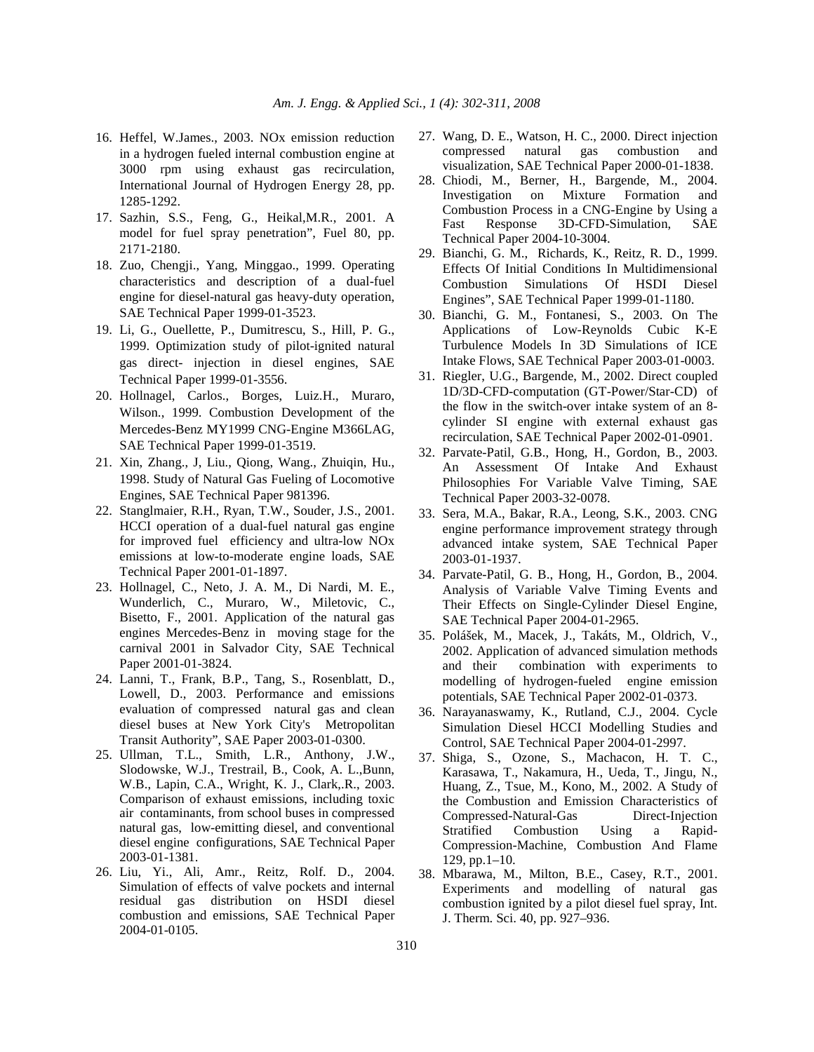16. Heffel, W.James., 2003. NOx emission reduction in a hydrogen fueled internal combustion engine at 3000 rpm using exhaust gas recirculation, International Journal of Hydrogen Energy 28, pp. 1285-1292.
17. Sazhin, S.S., Feng, G., Heikal,M.R., 2001. A model for fuel spray penetration", Fuel 80, pp. 2171-2180.
18. Zuo, Chengji., Yang, Minggao., 1999. Operating characteristics and description of a dual-fuel engine for diesel-natural gas heavy-duty operation, SAE Technical Paper 1999-01-3523.
19. Li, G., Ouellette, P., Dumitrescu, S., Hill, P. G., 1999. Optimization study of pilot-ignited natural gas direct- injection in diesel engines, SAE Technical Paper 1999-01-3556.
20. Hollnagel, Carlos., Borges, Luiz.H., Muraro, Wilson., 1999. Combustion Development of the Mercedes-Benz MY1999 CNG-Engine M366LAG, SAE Technical Paper 1999-01-3519.
21. Xin, Zhang., J, Liu., Qiong, Wang., Zhuiqin, Hu., 1998. Study of Natural Gas Fueling of Locomotive Engines, SAE Technical Paper 981396.
22. Stanglmaier, R.H., Ryan, T.W., Souder, J.S., 2001. HCCI operation of a dual-fuel natural gas engine for improved fuel efficiency and ultra-low NOx emissions at low-to-moderate engine loads, SAE Technical Paper 2001-01-1897.
23. Hollnagel, C., Neto, J. A. M., Di Nardi, M. E., Wunderlich, C., Muraro, W., Miletovic, C., Bisetto, F., 2001. Application of the natural gas engines Mercedes-Benz in moving stage for the carnival 2001 in Salvador City, SAE Technical Paper 2001-01-3824.
24. Lanni, T., Frank, B.P., Tang, S., Rosenblatt, D., Lowell, D., 2003. Performance and emissions evaluation of compressed natural gas and clean diesel buses at New York City's Metropolitan Transit Authority", SAE Paper 2003-01-0300.
25. Ullman, T.L., Smith, L.R., Anthony, J.W., Slodowske, W.J., Trestrail, B., Cook, A. L.,Bunn, W.B., Lapin, C.A., Wright, K. J., Clark,.R., 2003. Comparison of exhaust emissions, including toxic air contaminants, from school buses in compressed natural gas, low-emitting diesel, and conventional diesel engine configurations, SAE Technical Paper 2003-01-1381.
26. Liu, Yi., Ali, Amr., Reitz, Rolf. D., 2004. Simulation of effects of valve pockets and internal residual gas distribution on HSDI diesel combustion and emissions, SAE Technical Paper 2004-01-0105.
27. Wang, D. E., Watson, H. C., 2000. Direct injection compressed natural gas combustion and visualization, SAE Technical Paper 2000-01-1838.
28. Chiodi, M., Berner, H., Bargende, M., 2004. Investigation on Mixture Formation and Combustion Process in a CNG-Engine by Using a Fast Response 3D-CFD-Simulation, SAE Technical Paper 2004-10-3004.
29. Bianchi, G. M., Richards, K., Reitz, R. D., 1999. Effects Of Initial Conditions In Multidimensional Combustion Simulations Of HSDI Diesel Engines", SAE Technical Paper 1999-01-1180.
30. Bianchi, G. M., Fontanesi, S., 2003. On The Applications of Low-Reynolds Cubic K-E Turbulence Models In 3D Simulations of ICE Intake Flows, SAE Technical Paper 2003-01-0003.
31. Riegler, U.G., Bargende, M., 2002. Direct coupled 1D/3D-CFD-computation (GT-Power/Star-CD) of the flow in the switch-over intake system of an 8-cylinder SI engine with external exhaust gas recirculation, SAE Technical Paper 2002-01-0901.
32. Parvate-Patil, G.B., Hong, H., Gordon, B., 2003. An Assessment Of Intake And Exhaust Philosophies For Variable Valve Timing, SAE Technical Paper 2003-32-0078.
33. Sera, M.A., Bakar, R.A., Leong, S.K., 2003. CNG engine performance improvement strategy through advanced intake system, SAE Technical Paper 2003-01-1937.
34. Parvate-Patil, G. B., Hong, H., Gordon, B., 2004. Analysis of Variable Valve Timing Events and Their Effects on Single-Cylinder Diesel Engine, SAE Technical Paper 2004-01-2965.
35. Polášek, M., Macek, J., Takáts, M., Oldrich, V., 2002. Application of advanced simulation methods and their combination with experiments to modelling of hydrogen-fueled engine emission potentials, SAE Technical Paper 2002-01-0373.
36. Narayanaswamy, K., Rutland, C.J., 2004. Cycle Simulation Diesel HCCI Modelling Studies and Control, SAE Technical Paper 2004-01-2997.
37. Shiga, S., Ozone, S., Machacon, H. T. C., Karasawa, T., Nakamura, H., Ueda, T., Jingu, N., Huang, Z., Tsue, M., Kono, M., 2002. A Study of the Combustion and Emission Characteristics of Compressed-Natural-Gas Direct-Injection Stratified Combustion Using a Rapid-Compression-Machine, Combustion And Flame 129, pp.1–10.
38. Mbarawa, M., Milton, B.E., Casey, R.T., 2001. Experiments and modelling of natural gas combustion ignited by a pilot diesel fuel spray, Int. J. Therm. Sci. 40, pp. 927–936.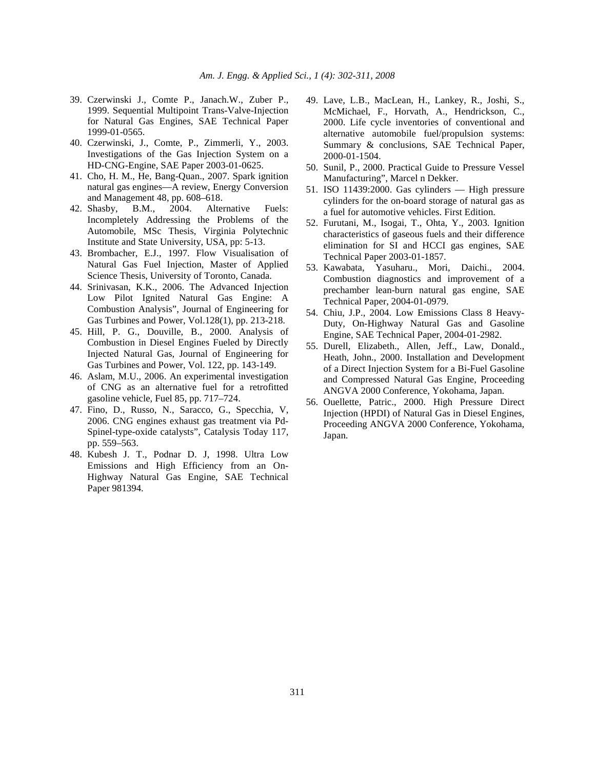39. Czerwinski J., Comte P., Janach.W., Zuber P., 1999. Sequential Multipoint Trans-Valve-Injection for Natural Gas Engines, SAE Technical Paper 1999-01-0565.
40. Czerwinski, J., Comte, P., Zimmerli, Y., 2003. Investigations of the Gas Injection System on a HD-CNG-Engine, SAE Paper 2003-01-0625.
41. Cho, H. M., He, Bang-Quan., 2007. Spark ignition natural gas engines—A review, Energy Conversion and Management 48, pp. 608–618.
42. Shasby, B.M., 2004. Alternative Fuels: Incompletely Addressing the Problems of the Automobile, MSc Thesis, Virginia Polytechnic Institute and State University, USA, pp: 5-13.
43. Brombacher, E.J., 1997. Flow Visualisation of Natural Gas Fuel Injection, Master of Applied Science Thesis, University of Toronto, Canada.
44. Srinivasan, K.K., 2006. The Advanced Injection Low Pilot Ignited Natural Gas Engine: A Combustion Analysis", Journal of Engineering for Gas Turbines and Power, Vol.128(1), pp. 213-218.
45. Hill, P. G., Douville, B., 2000. Analysis of Combustion in Diesel Engines Fueled by Directly Injected Natural Gas, Journal of Engineering for Gas Turbines and Power, Vol. 122, pp. 143-149.
46. Aslam, M.U., 2006. An experimental investigation of CNG as an alternative fuel for a retrofitted gasoline vehicle, Fuel 85, pp. 717–724.
47. Fino, D., Russo, N., Saracco, G., Specchia, V, 2006. CNG engines exhaust gas treatment via Pd-Spinel-type-oxide catalysts", Catalysis Today 117, pp. 559–563.
48. Kubesh J. T., Podnar D. J, 1998. Ultra Low Emissions and High Efficiency from an On-Highway Natural Gas Engine, SAE Technical Paper 981394.
49. Lave, L.B., MacLean, H., Lankey, R., Joshi, S., McMichael, F., Horvath, A., Hendrickson, C., 2000. Life cycle inventories of conventional and alternative automobile fuel/propulsion systems: Summary & conclusions, SAE Technical Paper, 2000-01-1504.
50. Sunil, P., 2000. Practical Guide to Pressure Vessel Manufacturing", Marcel n Dekker.
51. ISO 11439:2000. Gas cylinders — High pressure cylinders for the on-board storage of natural gas as a fuel for automotive vehicles. First Edition.
52. Furutani, M., Isogai, T., Ohta, Y., 2003. Ignition characteristics of gaseous fuels and their difference elimination for SI and HCCI gas engines, SAE Technical Paper 2003-01-1857.
53. Kawabata, Yasuharu., Mori, Daichi., 2004. Combustion diagnostics and improvement of a prechamber lean-burn natural gas engine, SAE Technical Paper, 2004-01-0979.
54. Chiu, J.P., 2004. Low Emissions Class 8 Heavy-Duty, On-Highway Natural Gas and Gasoline Engine, SAE Technical Paper, 2004-01-2982.
55. Durell, Elizabeth., Allen, Jeff., Law, Donald., Heath, John., 2000. Installation and Development of a Direct Injection System for a Bi-Fuel Gasoline and Compressed Natural Gas Engine, Proceeding ANGVA 2000 Conference, Yokohama, Japan.
56. Ouellette, Patric., 2000. High Pressure Direct Injection (HPDI) of Natural Gas in Diesel Engines, Proceeding ANGVA 2000 Conference, Yokohama, Japan.